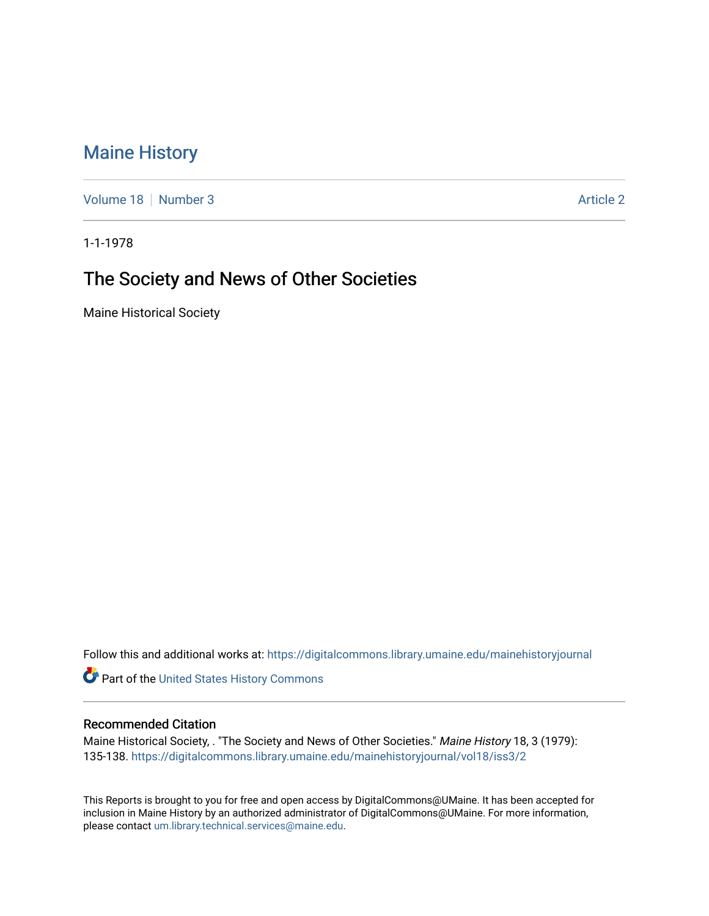# Maine History

Volume 18 | Number 3 | Article 2

1-1-1978

## The Society and News of Other Societies

Maine Historical Society

Follow this and additional works at: https://digitalcommons.library.umaine.edu/mainehistoryjournal

Part of the United States History Commons

### Recommended Citation

Maine Historical Society, . "The Society and News of Other Societies." *Maine History* 18, 3 (1979): 135-138. https://digitalcommons.library.umaine.edu/mainehistoryjournal/vol18/iss3/2

This Reports is brought to you for free and open access by DigitalCommons@UMaine. It has been accepted for inclusion in Maine History by an authorized administrator of DigitalCommons@UMaine. For more information, please contact um.library.technical.services@maine.edu.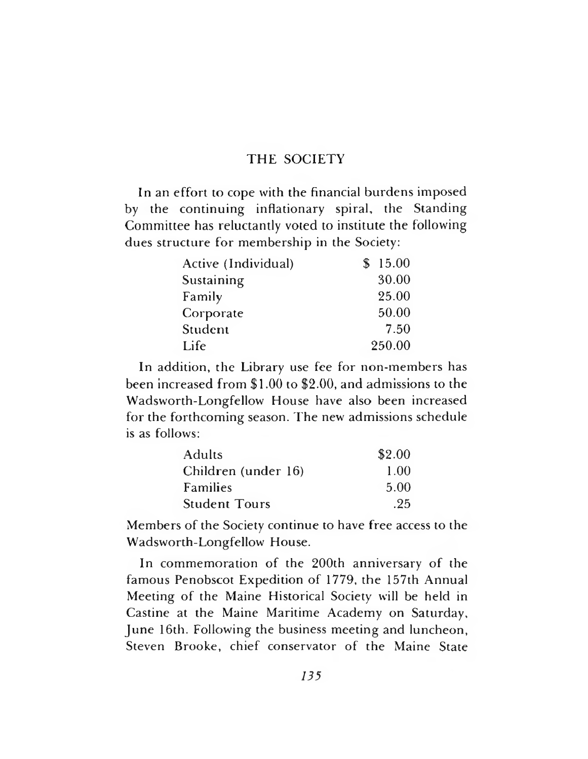## THE SOCIETY

In an effort to cope with the financial burdens imposed by the continuing inflationary spiral, the Standing Committee has reluctantly voted to institute the following dues structure for membership in the Society:

| | |
|---|---|
| Active (Individual) | $ 15.00 |
| Sustaining | 30.00 |
| Family | 25.00 |
| Corporate | 50.00 |
| Student | 7.50 |
| Life | 250.00 |

In addition, the Library use fee for non-members has been increased from $1.00 to $2.00, and admissions to the Wadsworth-Longfellow House have also been increased for the forthcoming season. The new admissions schedule is as follows:

| | |
|---|---|
| Adults | $2.00 |
| Children (under 16) | 1.00 |
| Families | 5.00 |
| Student Tours | .25 |

Members of the Society continue to have free access to the Wadsworth-Longfellow House.

In commemoration of the 200th anniversary of the famous Penobscot Expedition of 1779, the 157th Annual Meeting of the Maine Historical Society will be held in Castine at the Maine Maritime Academy on Saturday, June 16th. Following the business meeting and luncheon, Steven Brooke, chief conservator of the Maine State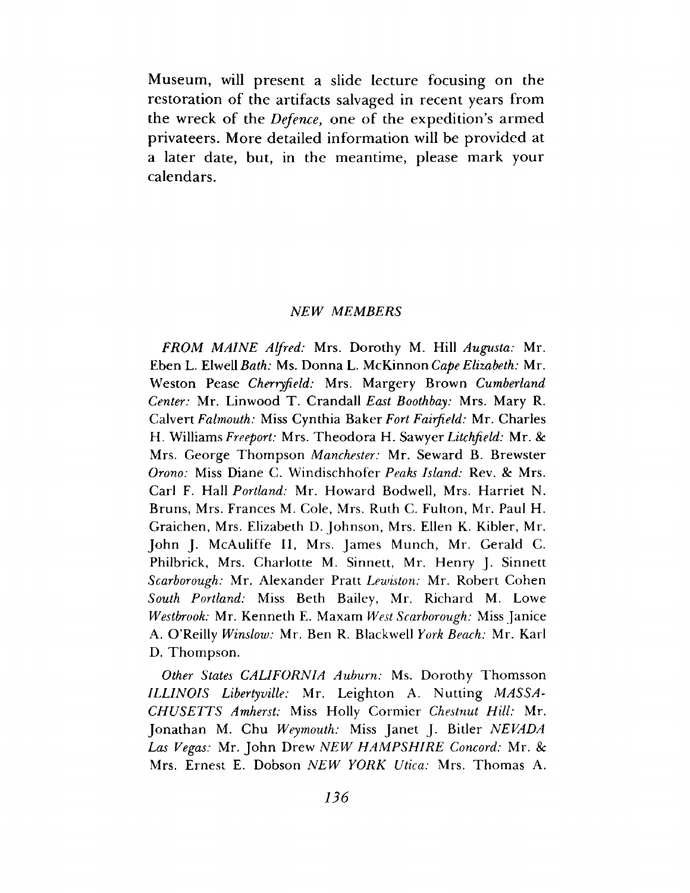Museum, will present a slide lecture focusing on the restoration of the artifacts salvaged in recent years from the wreck of the *Defence,* one of the expedition's armed privateers. More detailed information will be provided at a later date, but, in the meantime, please mark your calendars.

## *NEW MEMBERS*

*FROM MAINE Alfred:* Mrs. Dorothy M. Hill *Augusta:* Mr. Eben L. Elwell *Bath:* Ms. Donna L. McKinnon *Cape Elizabeth:* Mr. Weston Pease *Cherryfield:* Mrs. Margery Brown *Cumberland Center:* Mr. Linwood T. Crandall *East Boothbay:* Mrs. Mary R. Calvert *Falmouth:* Miss Cynthia Baker *Fort Fairfield:* Mr. Charles H. Williams *Freeport:* Mrs. Theodora H. Sawyer *Litchfield:* Mr. & Mrs. George Thompson *Manchester:* Mr. Seward B. Brewster *Orono:* Miss Diane C. Windischhofer *Peaks Island:* Rev. & Mrs. Carl F. Hall *Portland:* Mr. Howard Bodwell, Mrs. Harriet N. Bruns, Mrs. Frances M. Cole, Mrs. Ruth C. Fulton, Mr. Paul H. Graichen, Mrs. Elizabeth D. Johnson, Mrs. Ellen K. Kibler, Mr. John J. McAuliffe II, Mrs. James Munch, Mr. Gerald C. Philbrick, Mrs. Charlotte M. Sinnett, Mr. Henry J. Sinnett *Scarborough:* Mr. Alexander Pratt *Lewiston:* Mr. Robert Cohen *South Portland:* Miss Beth Bailey, Mr. Richard M. Lowe *Westbrook:* Mr. Kenneth E. Maxam *West Scarborough:* Miss Janice A. O'Reilly *Winslow:* Mr. Ben R. Blackwell *York Beach:* Mr. Karl D. Thompson.

*Other States CALIFORNIA Auburn:* Ms. Dorothy Thomsson *ILLINOIS Libertyville:* Mr. Leighton A. Nutting *MASSACHUSETTS Amherst:* Miss Holly Cormier *Chestnut Hill:* Mr. Jonathan M. Chu *Weymouth:* Miss Janet J. Bitler *NEVADA Las Vegas:* Mr. John Drew *NEW HAMPSHIRE Concord:* Mr. & Mrs. Ernest E. Dobson *NEW YORK Utica:* Mrs. Thomas A.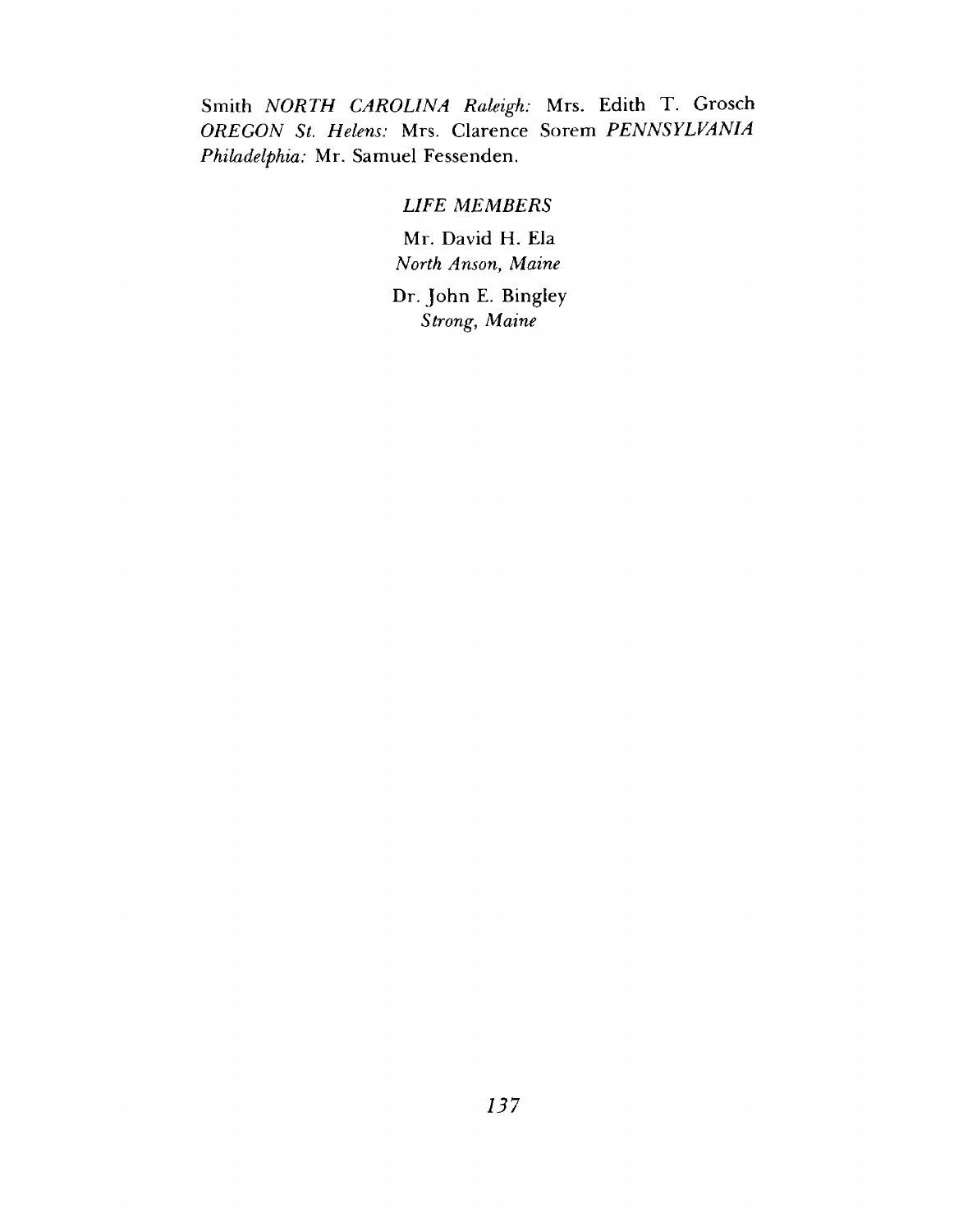Smith *NORTH CAROLINA Raleigh:* Mrs. Edith T. Grosch *OREGON St. Helens:* Mrs. Clarence Sorem *PENNSYLVANIA Philadelphia:* Mr. Samuel Fessenden.

*LIFE MEMBERS*

Mr. David H. Ela
*North Anson, Maine*

Dr. John E. Bingley
*Strong, Maine*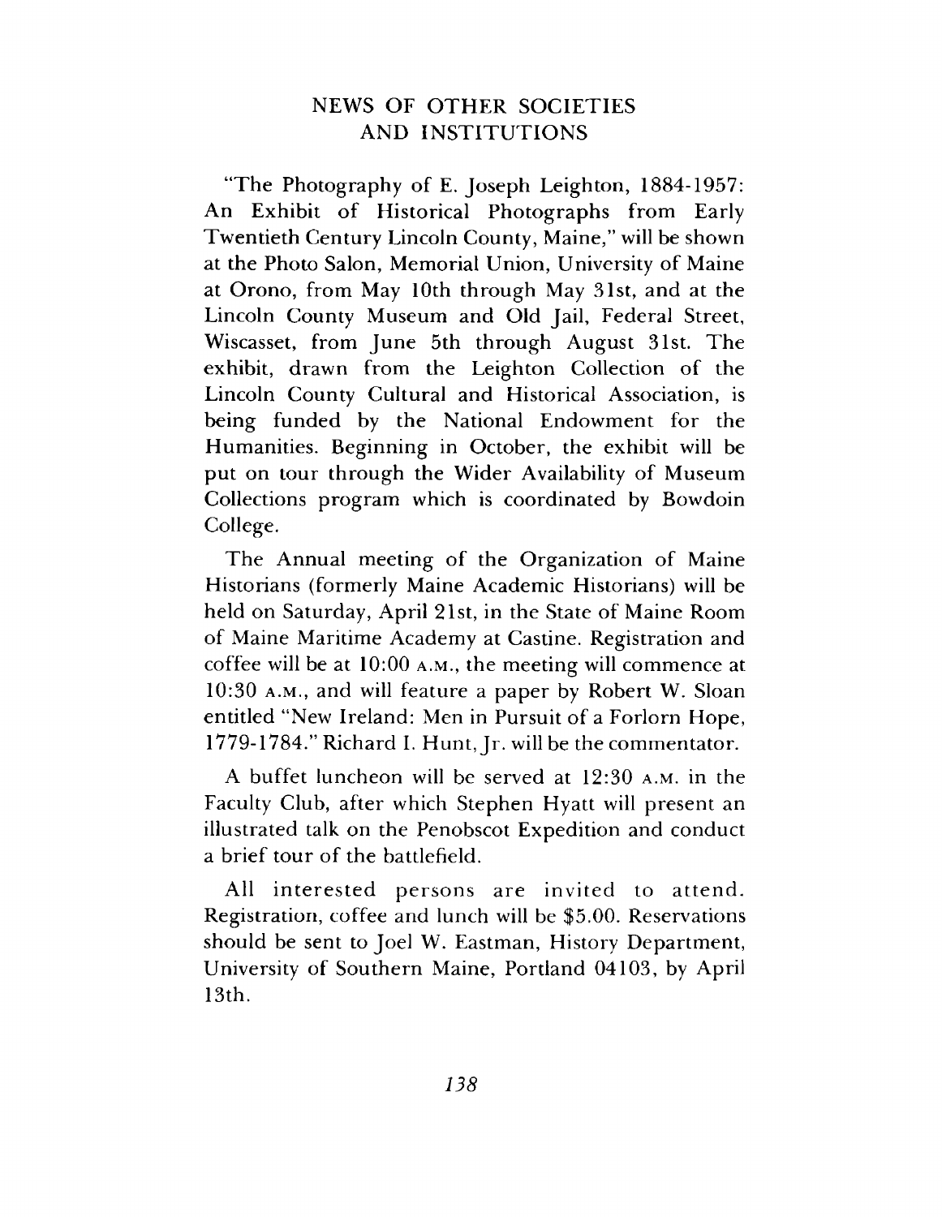## NEWS OF OTHER SOCIETIES AND INSTITUTIONS

"The Photography of E. Joseph Leighton, 1884-1957: An Exhibit of Historical Photographs from Early Twentieth Century Lincoln County, Maine," will be shown at the Photo Salon, Memorial Union, University of Maine at Orono, from May 10th through May 31st, and at the Lincoln County Museum and Old Jail, Federal Street, Wiscasset, from June 5th through August 31st. The exhibit, drawn from the Leighton Collection of the Lincoln County Cultural and Historical Association, is being funded by the National Endowment for the Humanities. Beginning in October, the exhibit will be put on tour through the Wider Availability of Museum Collections program which is coordinated by Bowdoin College.

The Annual meeting of the Organization of Maine Historians (formerly Maine Academic Historians) will be held on Saturday, April 21st, in the State of Maine Room of Maine Maritime Academy at Castine. Registration and coffee will be at 10:00 A.M., the meeting will commence at 10:30 A.M., and will feature a paper by Robert W. Sloan entitled "New Ireland: Men in Pursuit of a Forlorn Hope, 1779-1784." Richard I. Hunt, Jr. will be the commentator.

A buffet luncheon will be served at 12:30 A.M. in the Faculty Club, after which Stephen Hyatt will present an illustrated talk on the Penobscot Expedition and conduct a brief tour of the battlefield.

All interested persons are invited to attend. Registration, coffee and lunch will be $5.00. Reservations should be sent to Joel W. Eastman, History Department, University of Southern Maine, Portland 04103, by April 13th.